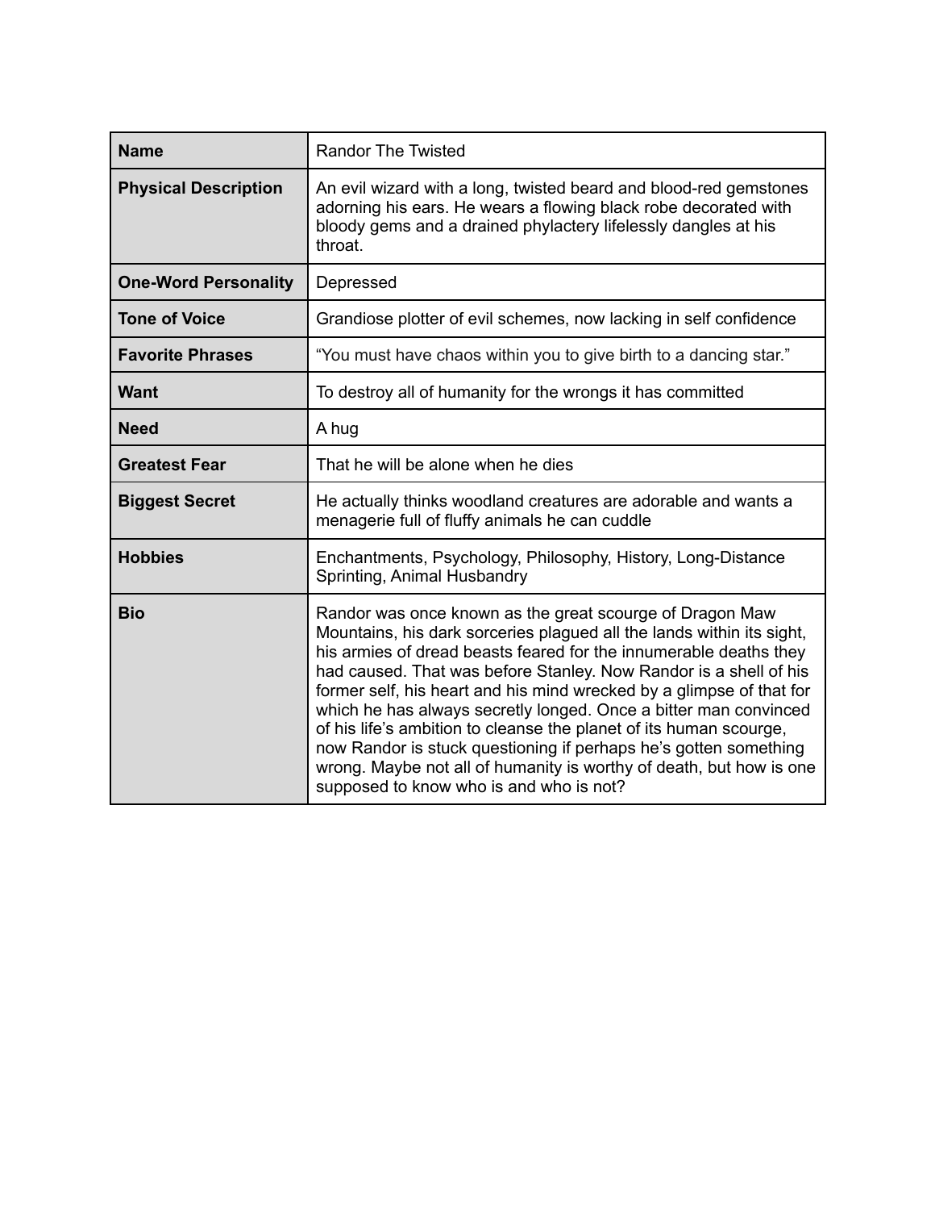| **Name** | Randor The Twisted |
|---|---|
| **Physical Description** | An evil wizard with a long, twisted beard and blood-red gemstones adorning his ears. He wears a flowing black robe decorated with bloody gems and a drained phylactery lifelessly dangles at his throat. |
| **One-Word Personality** | Depressed |
| **Tone of Voice** | Grandiose plotter of evil schemes, now lacking in self confidence |
| **Favorite Phrases** | “You must have chaos within you to give birth to a dancing star.” |
| **Want** | To destroy all of humanity for the wrongs it has committed |
| **Need** | A hug |
| **Greatest Fear** | That he will be alone when he dies |
| **Biggest Secret** | He actually thinks woodland creatures are adorable and wants a menagerie full of fluffy animals he can cuddle |
| **Hobbies** | Enchantments, Psychology, Philosophy, History, Long-Distance Sprinting, Animal Husbandry |
| **Bio** | Randor was once known as the great scourge of Dragon Maw Mountains, his dark sorceries plagued all the lands within its sight, his armies of dread beasts feared for the innumerable deaths they had caused. That was before Stanley. Now Randor is a shell of his former self, his heart and his mind wrecked by a glimpse of that for which he has always secretly longed. Once a bitter man convinced of his life’s ambition to cleanse the planet of its human scourge, now Randor is stuck questioning if perhaps he’s gotten something wrong. Maybe not all of humanity is worthy of death, but how is one supposed to know who is and who is not? |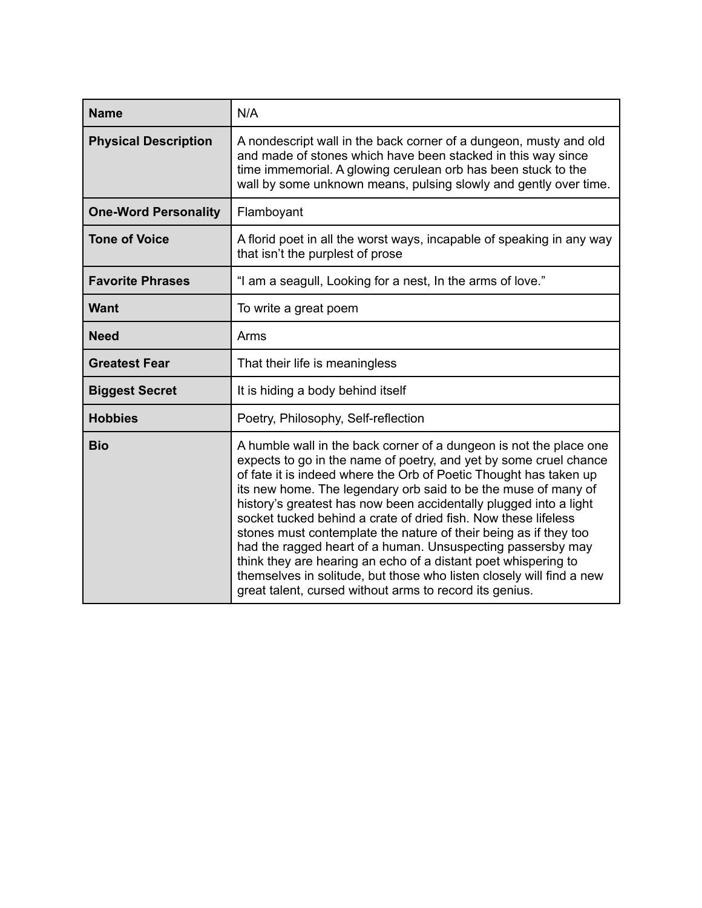| | |
|---|---|
| **Name** | N/A |
| **Physical Description** | A nondescript wall in the back corner of a dungeon, musty and old and made of stones which have been stacked in this way since time immemorial. A glowing cerulean orb has been stuck to the wall by some unknown means, pulsing slowly and gently over time. |
| **One-Word Personality** | Flamboyant |
| **Tone of Voice** | A florid poet in all the worst ways, incapable of speaking in any way that isn't the purplest of prose |
| **Favorite Phrases** | "I am a seagull, Looking for a nest, In the arms of love." |
| **Want** | To write a great poem |
| **Need** | Arms |
| **Greatest Fear** | That their life is meaningless |
| **Biggest Secret** | It is hiding a body behind itself |
| **Hobbies** | Poetry, Philosophy, Self-reflection |
| **Bio** | A humble wall in the back corner of a dungeon is not the place one expects to go in the name of poetry, and yet by some cruel chance of fate it is indeed where the Orb of Poetic Thought has taken up its new home. The legendary orb said to be the muse of many of history's greatest has now been accidentally plugged into a light socket tucked behind a crate of dried fish. Now these lifeless stones must contemplate the nature of their being as if they too had the ragged heart of a human. Unsuspecting passersby may think they are hearing an echo of a distant poet whispering to themselves in solitude, but those who listen closely will find a new great talent, cursed without arms to record its genius. |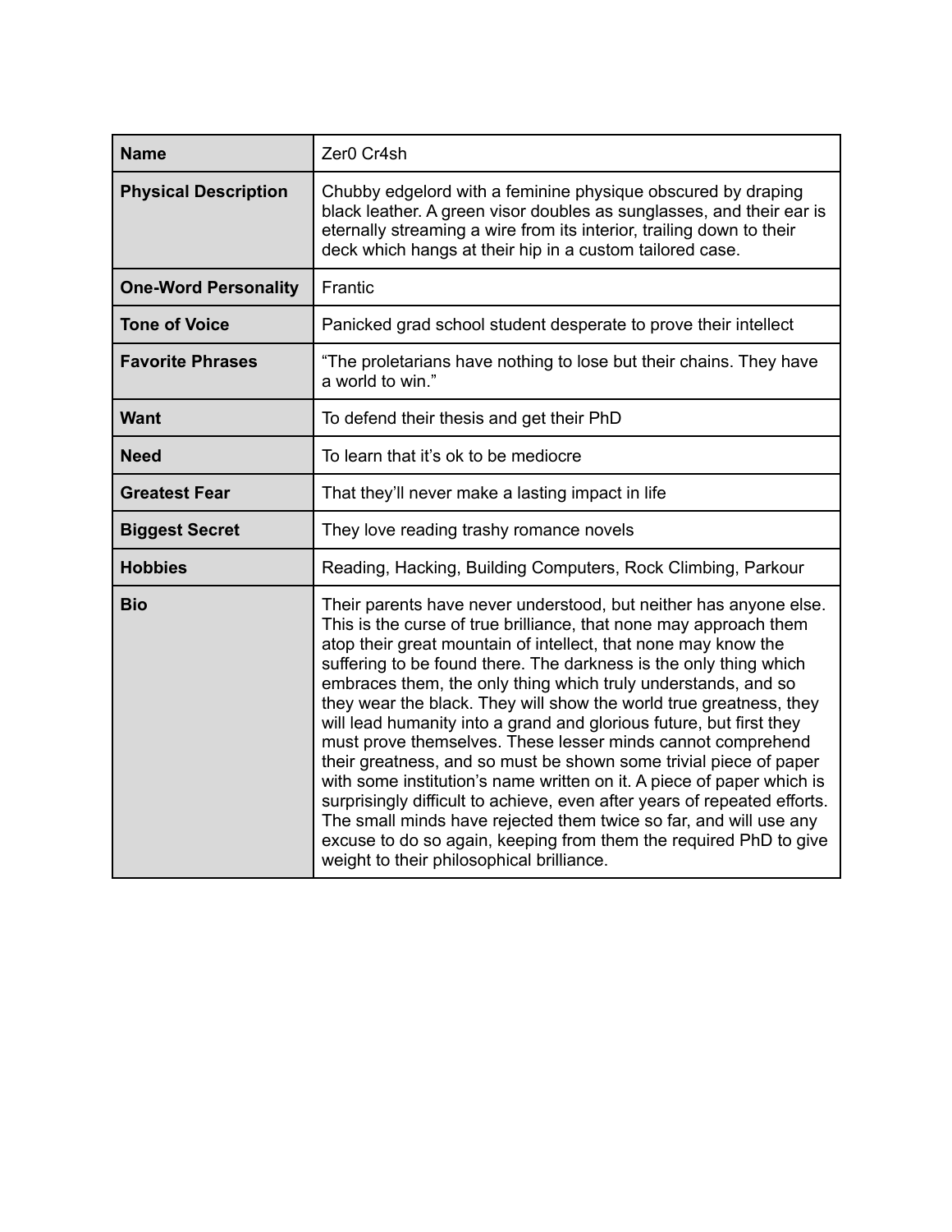| Name | Zer0 Cr4sh |
|---|---|
| **Physical Description** | Chubby edgelord with a feminine physique obscured by draping black leather. A green visor doubles as sunglasses, and their ear is eternally streaming a wire from its interior, trailing down to their deck which hangs at their hip in a custom tailored case. |
| **One-Word Personality** | Frantic |
| **Tone of Voice** | Panicked grad school student desperate to prove their intellect |
| **Favorite Phrases** | "The proletarians have nothing to lose but their chains. They have a world to win." |
| **Want** | To defend their thesis and get their PhD |
| **Need** | To learn that it's ok to be mediocre |
| **Greatest Fear** | That they'll never make a lasting impact in life |
| **Biggest Secret** | They love reading trashy romance novels |
| **Hobbies** | Reading, Hacking, Building Computers, Rock Climbing, Parkour |
| **Bio** | Their parents have never understood, but neither has anyone else. This is the curse of true brilliance, that none may approach them atop their great mountain of intellect, that none may know the suffering to be found there. The darkness is the only thing which embraces them, the only thing which truly understands, and so they wear the black. They will show the world true greatness, they will lead humanity into a grand and glorious future, but first they must prove themselves. These lesser minds cannot comprehend their greatness, and so must be shown some trivial piece of paper with some institution's name written on it. A piece of paper which is surprisingly difficult to achieve, even after years of repeated efforts. The small minds have rejected them twice so far, and will use any excuse to do so again, keeping from them the required PhD to give weight to their philosophical brilliance. |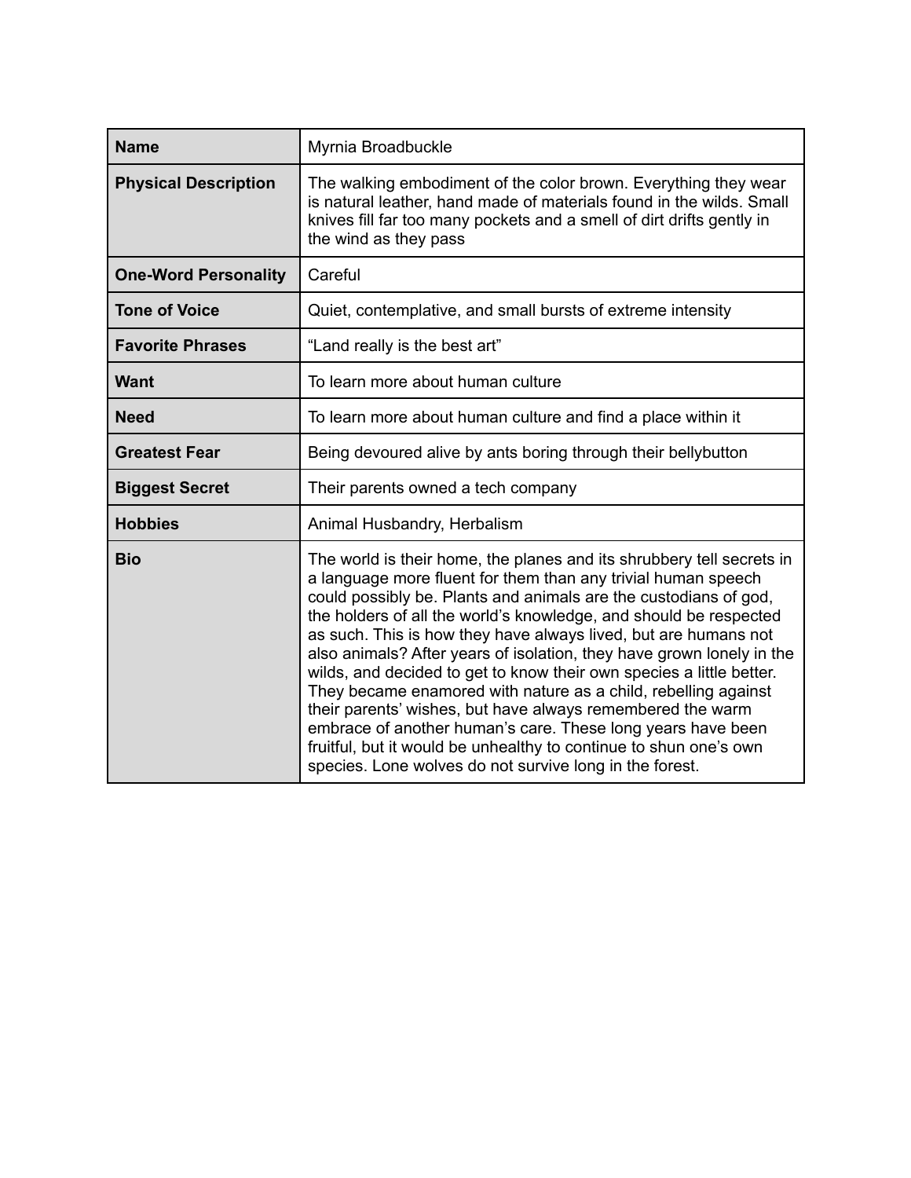| | |
|---|---|
| **Name** | Myrnia Broadbuckle |
| **Physical Description** | The walking embodiment of the color brown. Everything they wear is natural leather, hand made of materials found in the wilds. Small knives fill far too many pockets and a smell of dirt drifts gently in the wind as they pass |
| **One-Word Personality** | Careful |
| **Tone of Voice** | Quiet, contemplative, and small bursts of extreme intensity |
| **Favorite Phrases** | “Land really is the best art” |
| **Want** | To learn more about human culture |
| **Need** | To learn more about human culture and find a place within it |
| **Greatest Fear** | Being devoured alive by ants boring through their bellybutton |
| **Biggest Secret** | Their parents owned a tech company |
| **Hobbies** | Animal Husbandry, Herbalism |
| **Bio** | The world is their home, the planes and its shrubbery tell secrets in a language more fluent for them than any trivial human speech could possibly be. Plants and animals are the custodians of god, the holders of all the world’s knowledge, and should be respected as such. This is how they have always lived, but are humans not also animals? After years of isolation, they have grown lonely in the wilds, and decided to get to know their own species a little better. They became enamored with nature as a child, rebelling against their parents’ wishes, but have always remembered the warm embrace of another human’s care. These long years have been fruitful, but it would be unhealthy to continue to shun one’s own species. Lone wolves do not survive long in the forest. |